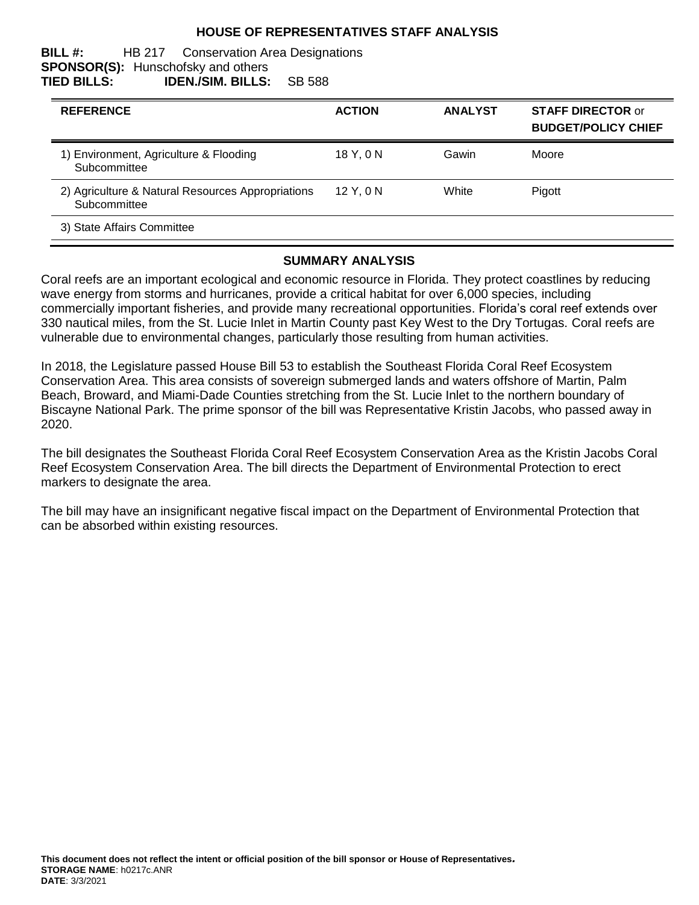# HOUSE OF REPRESENTATIVES STAFF ANALYSIS

**BILL #:** HB 217 Conservation Area Designations
**SPONSOR(S):** Hunschofsky and others
**TIED BILLS:** **IDEN./SIM. BILLS:** SB 588

| REFERENCE | ACTION | ANALYST | STAFF DIRECTOR or BUDGET/POLICY CHIEF |
|---|---|---|---|
| 1) Environment, Agriculture & Flooding Subcommittee | 18 Y, 0 N | Gawin | Moore |
| 2) Agriculture & Natural Resources Appropriations Subcommittee | 12 Y, 0 N | White | Pigott |
| 3) State Affairs Committee | | | |

## SUMMARY ANALYSIS

Coral reefs are an important ecological and economic resource in Florida. They protect coastlines by reducing wave energy from storms and hurricanes, provide a critical habitat for over 6,000 species, including commercially important fisheries, and provide many recreational opportunities. Florida's coral reef extends over 330 nautical miles, from the St. Lucie Inlet in Martin County past Key West to the Dry Tortugas. Coral reefs are vulnerable due to environmental changes, particularly those resulting from human activities.

In 2018, the Legislature passed House Bill 53 to establish the Southeast Florida Coral Reef Ecosystem Conservation Area. This area consists of sovereign submerged lands and waters offshore of Martin, Palm Beach, Broward, and Miami-Dade Counties stretching from the St. Lucie Inlet to the northern boundary of Biscayne National Park. The prime sponsor of the bill was Representative Kristin Jacobs, who passed away in 2020.

The bill designates the Southeast Florida Coral Reef Ecosystem Conservation Area as the Kristin Jacobs Coral Reef Ecosystem Conservation Area. The bill directs the Department of Environmental Protection to erect markers to designate the area.

The bill may have an insignificant negative fiscal impact on the Department of Environmental Protection that can be absorbed within existing resources.

**This document does not reflect the intent or official position of the bill sponsor or House of Representatives.**
**STORAGE NAME**: h0217c.ANR
**DATE**: 3/3/2021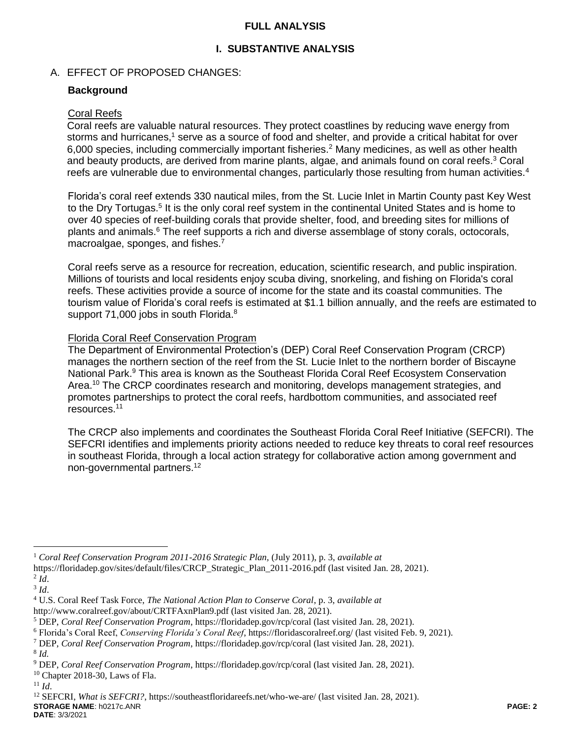## FULL ANALYSIS

### I. SUBSTANTIVE ANALYSIS

A. EFFECT OF PROPOSED CHANGES:

**Background**

Coral Reefs

Coral reefs are valuable natural resources. They protect coastlines by reducing wave energy from storms and hurricanes,[1] serve as a source of food and shelter, and provide a critical habitat for over 6,000 species, including commercially important fisheries.[2] Many medicines, as well as other health and beauty products, are derived from marine plants, algae, and animals found on coral reefs.[3] Coral reefs are vulnerable due to environmental changes, particularly those resulting from human activities.[4]

Florida's coral reef extends 330 nautical miles, from the St. Lucie Inlet in Martin County past Key West to the Dry Tortugas.[5] It is the only coral reef system in the continental United States and is home to over 40 species of reef-building corals that provide shelter, food, and breeding sites for millions of plants and animals.[6] The reef supports a rich and diverse assemblage of stony corals, octocorals, macroalgae, sponges, and fishes.[7]

Coral reefs serve as a resource for recreation, education, scientific research, and public inspiration. Millions of tourists and local residents enjoy scuba diving, snorkeling, and fishing on Florida's coral reefs. These activities provide a source of income for the state and its coastal communities. The tourism value of Florida's coral reefs is estimated at $1.1 billion annually, and the reefs are estimated to support 71,000 jobs in south Florida.[8]

Florida Coral Reef Conservation Program

The Department of Environmental Protection's (DEP) Coral Reef Conservation Program (CRCP) manages the northern section of the reef from the St. Lucie Inlet to the northern border of Biscayne National Park.[9] This area is known as the Southeast Florida Coral Reef Ecosystem Conservation Area.[10] The CRCP coordinates research and monitoring, develops management strategies, and promotes partnerships to protect the coral reefs, hardbottom communities, and associated reef resources.[11]

The CRCP also implements and coordinates the Southeast Florida Coral Reef Initiative (SEFCRI). The SEFCRI identifies and implements priority actions needed to reduce key threats to coral reef resources in southeast Florida, through a local action strategy for collaborative action among government and non-governmental partners.[12]

---

[1] *Coral Reef Conservation Program 2011-2016 Strategic Plan,* (July 2011), p. 3, *available at* https://floridadep.gov/sites/default/files/CRCP_Strategic_Plan_2011-2016.pdf (last visited Jan. 28, 2021).

[2] *Id*.

[3] *Id*.

[4] U.S. Coral Reef Task Force, *The National Action Plan to Conserve Coral*, p. 3, *available at* http://www.coralreef.gov/about/CRTFAxnPlan9.pdf (last visited Jan. 28, 2021).

[5] DEP, *Coral Reef Conservation Program*, https://floridadep.gov/rcp/coral (last visited Jan. 28, 2021).

[6] Florida's Coral Reef, *Conserving Florida's Coral Reef*, https://floridascoralreef.org/ (last visited Feb. 9, 2021).

[7] DEP, *Coral Reef Conservation Program*, https://floridadep.gov/rcp/coral (last visited Jan. 28, 2021).

[8] *Id.*

[9] DEP, *Coral Reef Conservation Program*, https://floridadep.gov/rcp/coral (last visited Jan. 28, 2021).

[10] Chapter 2018-30, Laws of Fla.

[11] *Id*.

[12] SEFCRI, *What is SEFCRI?*, https://southeastfloridareefs.net/who-we-are/ (last visited Jan. 28, 2021).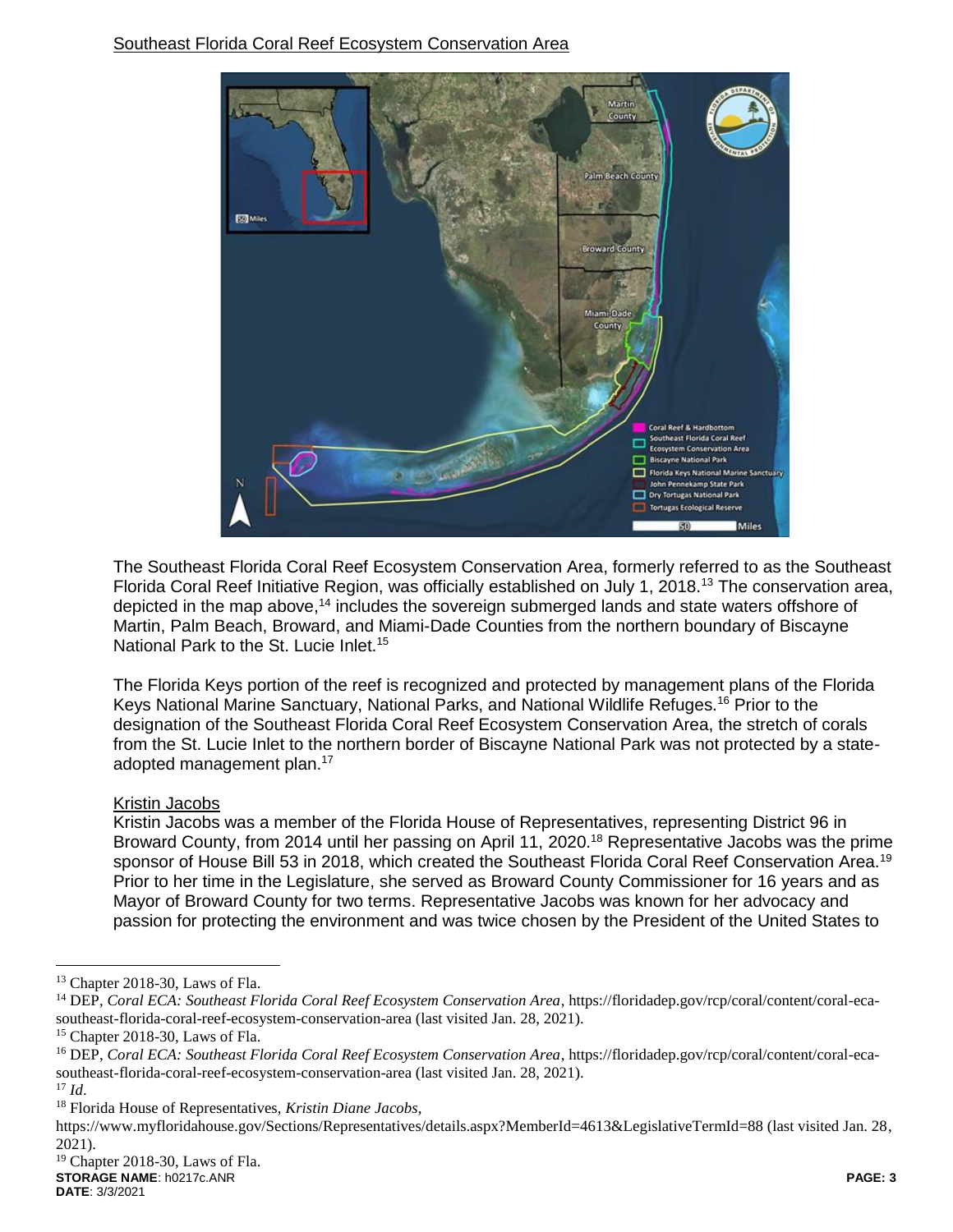Southeast Florida Coral Reef Ecosystem Conservation Area

The Southeast Florida Coral Reef Ecosystem Conservation Area, formerly referred to as the Southeast Florida Coral Reef Initiative Region, was officially established on July 1, 2018.[13] The conservation area, depicted in the map above,[14] includes the sovereign submerged lands and state waters offshore of Martin, Palm Beach, Broward, and Miami-Dade Counties from the northern boundary of Biscayne National Park to the St. Lucie Inlet.[15]

The Florida Keys portion of the reef is recognized and protected by management plans of the Florida Keys National Marine Sanctuary, National Parks, and National Wildlife Refuges.[16] Prior to the designation of the Southeast Florida Coral Reef Ecosystem Conservation Area, the stretch of corals from the St. Lucie Inlet to the northern border of Biscayne National Park was not protected by a state-adopted management plan.[17]

Kristin Jacobs

Kristin Jacobs was a member of the Florida House of Representatives, representing District 96 in Broward County, from 2014 until her passing on April 11, 2020.[18] Representative Jacobs was the prime sponsor of House Bill 53 in 2018, which created the Southeast Florida Coral Reef Conservation Area.[19] Prior to her time in the Legislature, she served as Broward County Commissioner for 16 years and as Mayor of Broward County for two terms. Representative Jacobs was known for her advocacy and passion for protecting the environment and was twice chosen by the President of the United States to

---

[13] Chapter 2018-30, Laws of Fla.

[14] DEP, *Coral ECA: Southeast Florida Coral Reef Ecosystem Conservation Area*, https://floridadep.gov/rcp/coral/content/coral-eca-southeast-florida-coral-reef-ecosystem-conservation-area (last visited Jan. 28, 2021).

[15] Chapter 2018-30, Laws of Fla.

[16] DEP, *Coral ECA: Southeast Florida Coral Reef Ecosystem Conservation Area*, https://floridadep.gov/rcp/coral/content/coral-eca-southeast-florida-coral-reef-ecosystem-conservation-area (last visited Jan. 28, 2021).

[17] *Id*.

[18] Florida House of Representatives, *Kristin Diane Jacobs*, https://www.myfloridahouse.gov/Sections/Representatives/details.aspx?MemberId=4613&LegislativeTermId=88 (last visited Jan. 28, 2021).

[19] Chapter 2018-30, Laws of Fla.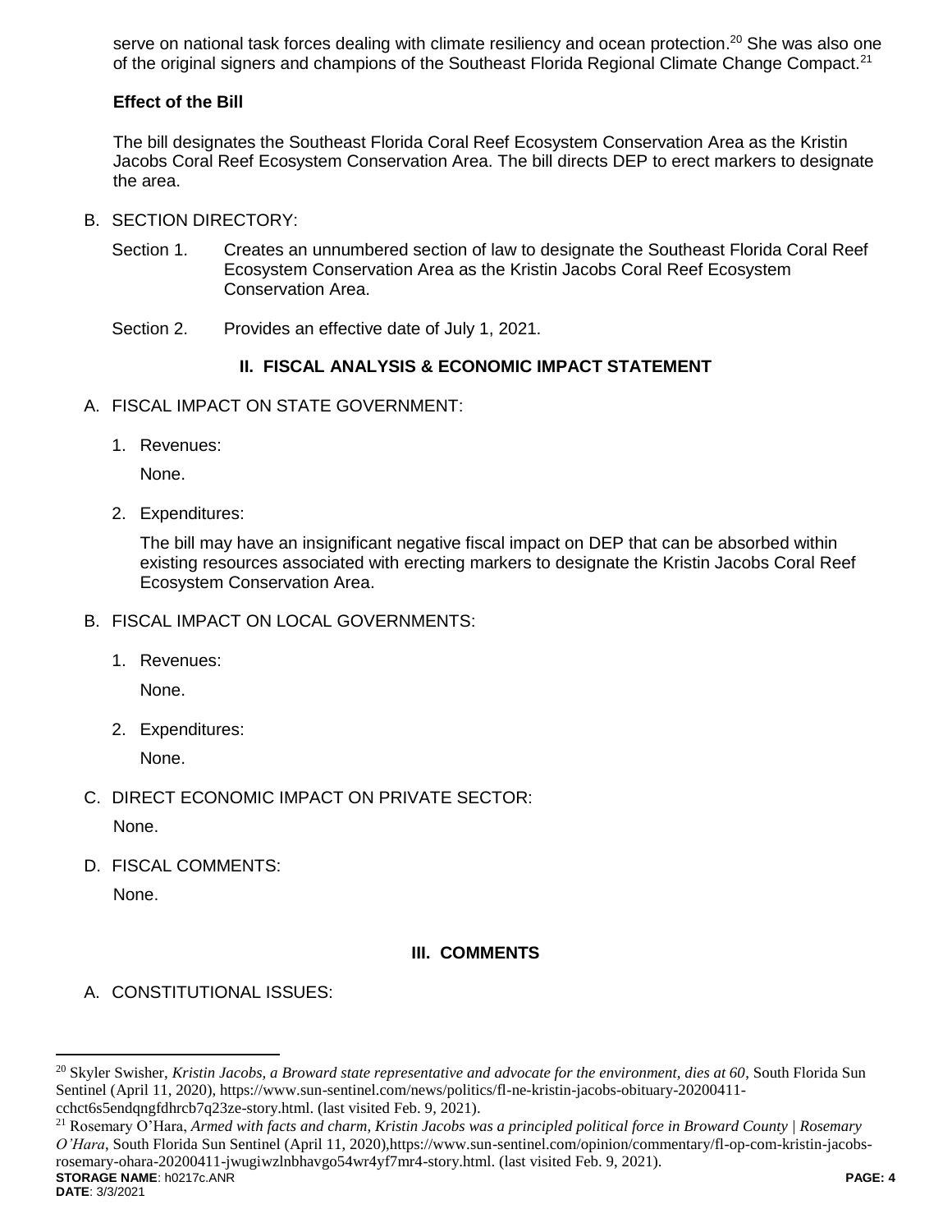serve on national task forces dealing with climate resiliency and ocean protection.[20] She was also one of the original signers and champions of the Southeast Florida Regional Climate Change Compact.[21]

**Effect of the Bill**

The bill designates the Southeast Florida Coral Reef Ecosystem Conservation Area as the Kristin Jacobs Coral Reef Ecosystem Conservation Area. The bill directs DEP to erect markers to designate the area.

B. SECTION DIRECTORY:

Section 1. Creates an unnumbered section of law to designate the Southeast Florida Coral Reef Ecosystem Conservation Area as the Kristin Jacobs Coral Reef Ecosystem Conservation Area.

Section 2. Provides an effective date of July 1, 2021.

## II. FISCAL ANALYSIS & ECONOMIC IMPACT STATEMENT

A. FISCAL IMPACT ON STATE GOVERNMENT:

1. Revenues:

   None.

2. Expenditures:

   The bill may have an insignificant negative fiscal impact on DEP that can be absorbed within existing resources associated with erecting markers to designate the Kristin Jacobs Coral Reef Ecosystem Conservation Area.

B. FISCAL IMPACT ON LOCAL GOVERNMENTS:

1. Revenues:

   None.

2. Expenditures:

   None.

C. DIRECT ECONOMIC IMPACT ON PRIVATE SECTOR:

None.

D. FISCAL COMMENTS:

None.

## III. COMMENTS

A. CONSTITUTIONAL ISSUES:

---

[20] Skyler Swisher, *Kristin Jacobs, a Broward state representative and advocate for the environment, dies at 60*, South Florida Sun Sentinel (April 11, 2020), https://www.sun-sentinel.com/news/politics/fl-ne-kristin-jacobs-obituary-20200411-cchct6s5endqngfdhrcb7q23ze-story.html. (last visited Feb. 9, 2021).

[21] Rosemary O'Hara, *Armed with facts and charm, Kristin Jacobs was a principled political force in Broward County | Rosemary O'Hara*, South Florida Sun Sentinel (April 11, 2020),https://www.sun-sentinel.com/opinion/commentary/fl-op-com-kristin-jacobs-rosemary-ohara-20200411-jwugiwzlnbhavgo54wr4yf7mr4-story.html. (last visited Feb. 9, 2021).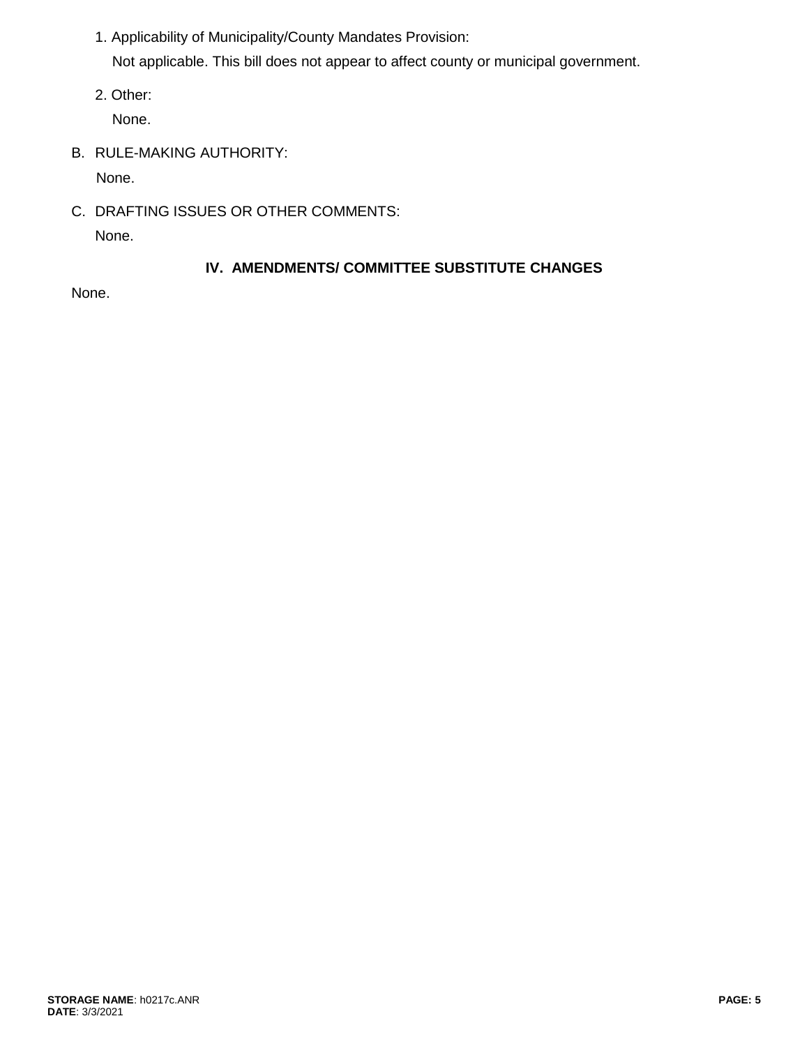1. Applicability of Municipality/County Mandates Provision:

   Not applicable. This bill does not appear to affect county or municipal government.

2. Other:

   None.

B. RULE-MAKING AUTHORITY:

   None.

C. DRAFTING ISSUES OR OTHER COMMENTS:

   None.

## IV. AMENDMENTS/ COMMITTEE SUBSTITUTE CHANGES

None.